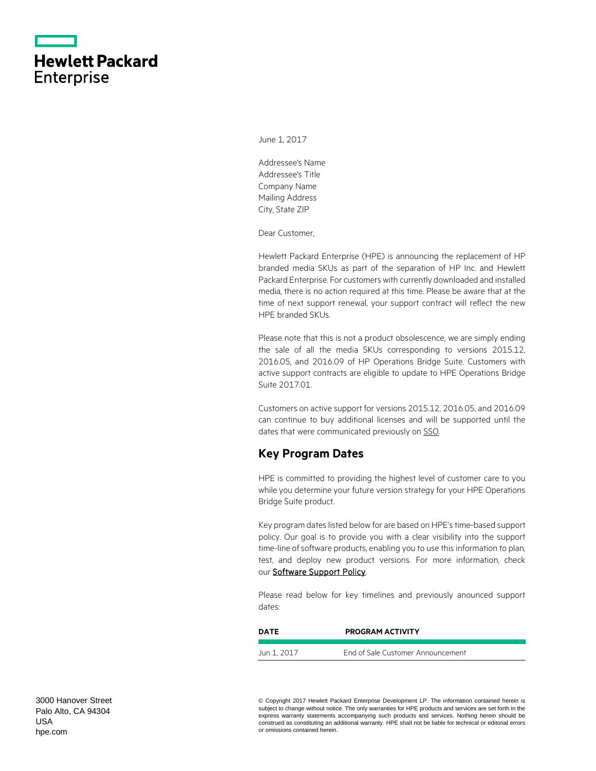**Hewlett Packard Enterprise**

June 1, 2017

Addressee's Name
Addressee's Title
Company Name
Mailing Address
City, State ZIP

Dear Customer,

Hewlett Packard Enterprise (HPE) is announcing the replacement of HP branded media SKUs as part of the separation of HP Inc. and Hewlett Packard Enterprise. For customers with currently downloaded and installed media, there is no action required at this time. Please be aware that at the time of next support renewal, your support contract will reflect the new HPE branded SKUs.

Please note that this is not a product obsolescence, we are simply ending the sale of all the media SKUs corresponding to versions 2015.12, 2016.05, and 2016.09 of HP Operations Bridge Suite. Customers with active support contracts are eligible to update to HPE Operations Bridge Suite 2017.01.

Customers on active support for versions 2015.12, 2016.05, and 2016.09 can continue to buy additional licenses and will be supported until the dates that were communicated previously on SSO.

## Key Program Dates

HPE is committed to providing the highest level of customer care to you while you determine your future version strategy for your HPE Operations Bridge Suite product.

Key program dates listed below for are based on HPE's time-based support policy. Our goal is to provide you with a clear visibility into the support time-line of software products, enabling you to use this information to plan, test, and deploy new product versions. For more information, check our Software Support Policy.

Please read below for key timelines and previously anounced support dates:

| DATE | PROGRAM ACTIVITY |
| --- | --- |
| Jun 1, 2017 | End of Sale Customer Announcement |

3000 Hanover Street
Palo Alto, CA 94304
USA
hpe.com

© Copyright 2017 Hewlett Packard Enterprise Development LP. The information contained herein is subject to change without notice. The only warranties for HPE products and services are set forth in the express warranty statements accompanying such products and services. Nothing herein should be construed as constituting an additional warranty. HPE shall not be liable for technical or editorial errors or omissions contained herein.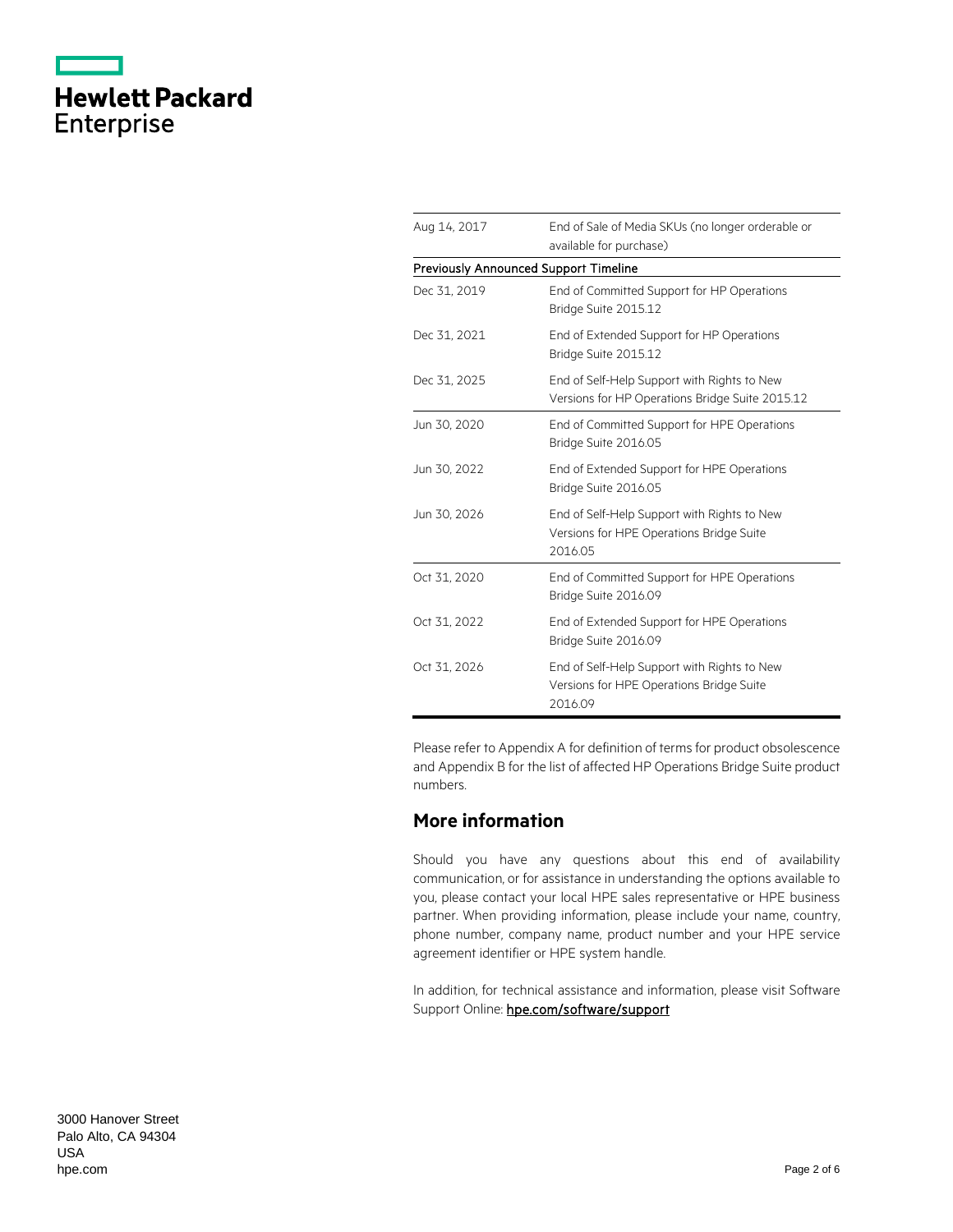| | |
|---|---|
| Aug 14, 2017 | End of Sale of Media SKUs (no longer orderable or available for purchase) |
| **Previously Announced Support Timeline** | |
| Dec 31, 2019 | End of Committed Support for HP Operations Bridge Suite 2015.12 |
| Dec 31, 2021 | End of Extended Support for HP Operations Bridge Suite 2015.12 |
| Dec 31, 2025 | End of Self-Help Support with Rights to New Versions for HP Operations Bridge Suite 2015.12 |
| Jun 30, 2020 | End of Committed Support for HPE Operations Bridge Suite 2016.05 |
| Jun 30, 2022 | End of Extended Support for HPE Operations Bridge Suite 2016.05 |
| Jun 30, 2026 | End of Self-Help Support with Rights to New Versions for HPE Operations Bridge Suite 2016.05 |
| Oct 31, 2020 | End of Committed Support for HPE Operations Bridge Suite 2016.09 |
| Oct 31, 2022 | End of Extended Support for HPE Operations Bridge Suite 2016.09 |
| Oct 31, 2026 | End of Self-Help Support with Rights to New Versions for HPE Operations Bridge Suite 2016.09 |

Please refer to Appendix A for definition of terms for product obsolescence and Appendix B for the list of affected HP Operations Bridge Suite product numbers.

## More information

Should you have any questions about this end of availability communication, or for assistance in understanding the options available to you, please contact your local HPE sales representative or HPE business partner. When providing information, please include your name, country, phone number, company name, product number and your HPE service agreement identifier or HPE system handle.

In addition, for technical assistance and information, please visit Software Support Online: **hpe.com/software/support**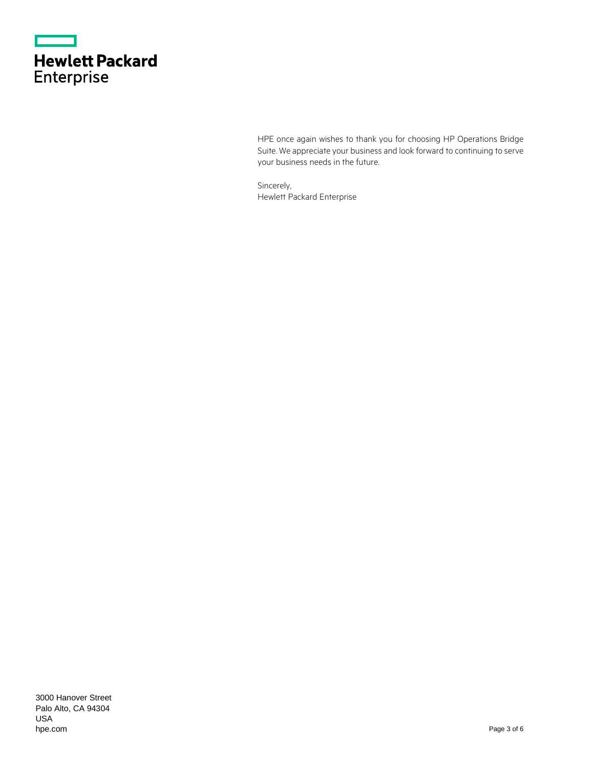Hewlett Packard Enterprise

HPE once again wishes to thank you for choosing HP Operations Bridge Suite. We appreciate your business and look forward to continuing to serve your business needs in the future.

Sincerely,
Hewlett Packard Enterprise

3000 Hanover Street
Palo Alto, CA 94304
USA
hpe.com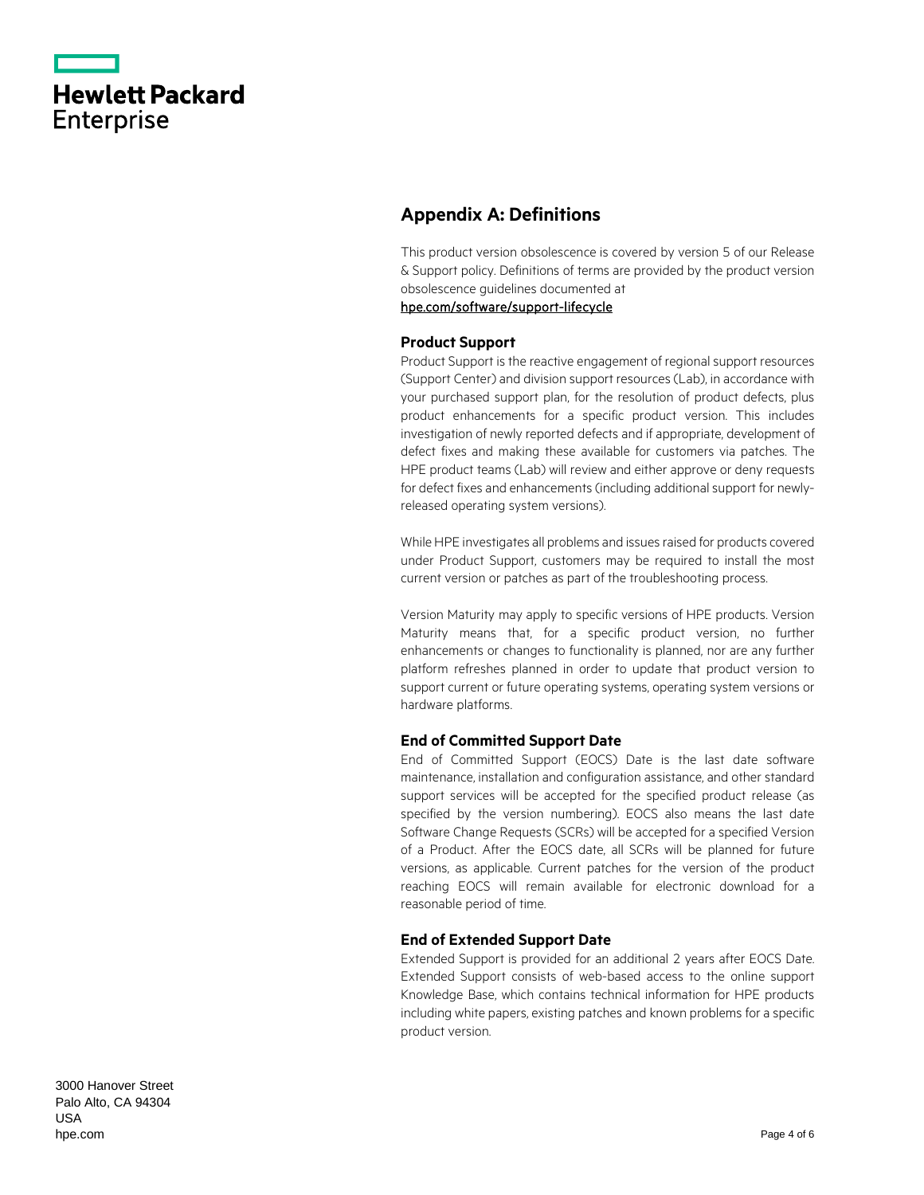## Appendix A: Definitions

This product version obsolescence is covered by version 5 of our Release & Support policy. Definitions of terms are provided by the product version obsolescence guidelines documented at
[hpe.com/software/support-lifecycle](hpe.com/software/support-lifecycle)

### Product Support

Product Support is the reactive engagement of regional support resources (Support Center) and division support resources (Lab), in accordance with your purchased support plan, for the resolution of product defects, plus product enhancements for a specific product version. This includes investigation of newly reported defects and if appropriate, development of defect fixes and making these available for customers via patches. The HPE product teams (Lab) will review and either approve or deny requests for defect fixes and enhancements (including additional support for newly-released operating system versions).

While HPE investigates all problems and issues raised for products covered under Product Support, customers may be required to install the most current version or patches as part of the troubleshooting process.

Version Maturity may apply to specific versions of HPE products. Version Maturity means that, for a specific product version, no further enhancements or changes to functionality is planned, nor are any further platform refreshes planned in order to update that product version to support current or future operating systems, operating system versions or hardware platforms.

### End of Committed Support Date

End of Committed Support (EOCS) Date is the last date software maintenance, installation and configuration assistance, and other standard support services will be accepted for the specified product release (as specified by the version numbering). EOCS also means the last date Software Change Requests (SCRs) will be accepted for a specified Version of a Product. After the EOCS date, all SCRs will be planned for future versions, as applicable. Current patches for the version of the product reaching EOCS will remain available for electronic download for a reasonable period of time.

### End of Extended Support Date

Extended Support is provided for an additional 2 years after EOCS Date. Extended Support consists of web-based access to the online support Knowledge Base, which contains technical information for HPE products including white papers, existing patches and known problems for a specific product version.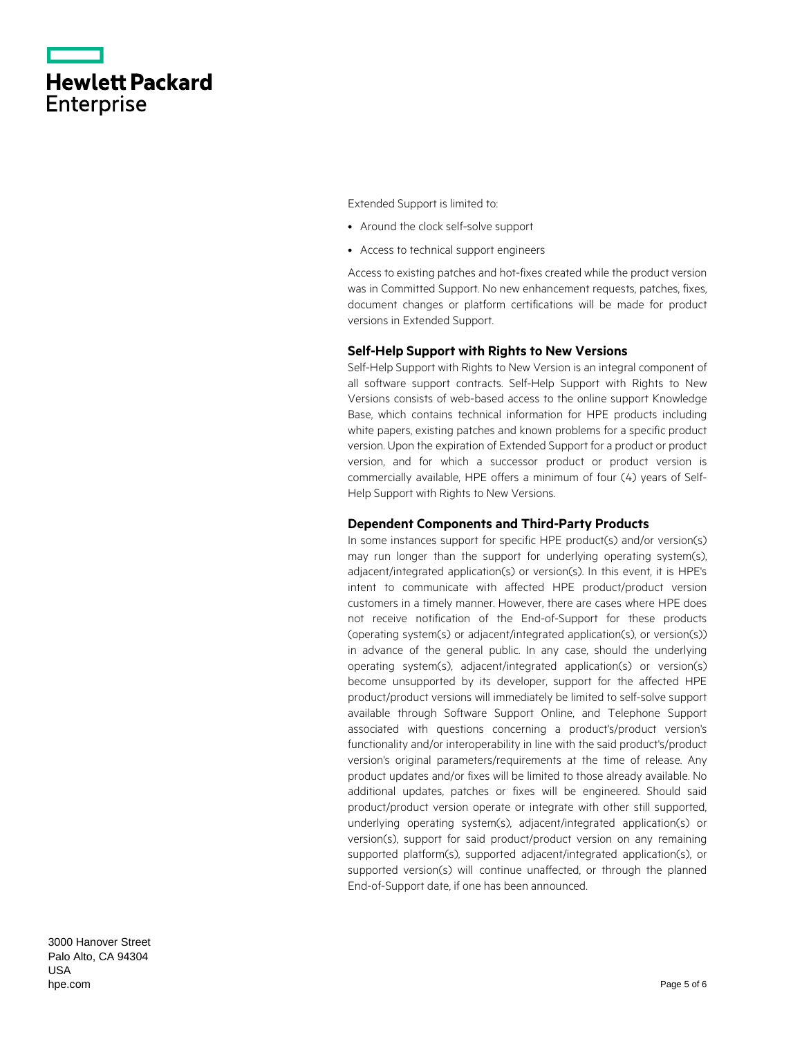Extended Support is limited to:

- Around the clock self-solve support
- Access to technical support engineers

Access to existing patches and hot-fixes created while the product version was in Committed Support. No new enhancement requests, patches, fixes, document changes or platform certifications will be made for product versions in Extended Support.

### Self-Help Support with Rights to New Versions

Self-Help Support with Rights to New Version is an integral component of all software support contracts. Self-Help Support with Rights to New Versions consists of web-based access to the online support Knowledge Base, which contains technical information for HPE products including white papers, existing patches and known problems for a specific product version. Upon the expiration of Extended Support for a product or product version, and for which a successor product or product version is commercially available, HPE offers a minimum of four (4) years of Self-Help Support with Rights to New Versions.

### Dependent Components and Third-Party Products

In some instances support for specific HPE product(s) and/or version(s) may run longer than the support for underlying operating system(s), adjacent/integrated application(s) or version(s). In this event, it is HPE's intent to communicate with affected HPE product/product version customers in a timely manner. However, there are cases where HPE does not receive notification of the End-of-Support for these products (operating system(s) or adjacent/integrated application(s), or version(s)) in advance of the general public. In any case, should the underlying operating system(s), adjacent/integrated application(s) or version(s) become unsupported by its developer, support for the affected HPE product/product versions will immediately be limited to self-solve support available through Software Support Online, and Telephone Support associated with questions concerning a product's/product version's functionality and/or interoperability in line with the said product's/product version's original parameters/requirements at the time of release. Any product updates and/or fixes will be limited to those already available. No additional updates, patches or fixes will be engineered. Should said product/product version operate or integrate with other still supported, underlying operating system(s), adjacent/integrated application(s) or version(s), support for said product/product version on any remaining supported platform(s), supported adjacent/integrated application(s), or supported version(s) will continue unaffected, or through the planned End-of-Support date, if one has been announced.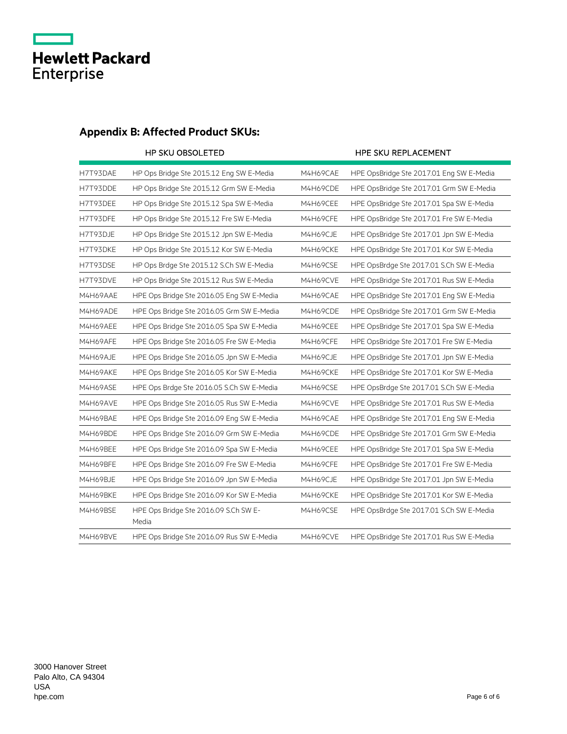## Appendix B: Affected Product SKUs:

| HP SKU OBSOLETED | | HPE SKU REPLACEMENT | |
|---|---|---|---|
| H7T93DAE | HP Ops Bridge Ste 2015.12 Eng SW E-Media | M4H69CAE | HPE OpsBridge Ste 2017.01 Eng SW E-Media |
| H7T93DDE | HP Ops Bridge Ste 2015.12 Grm SW E-Media | M4H69CDE | HPE OpsBridge Ste 2017.01 Grm SW E-Media |
| H7T93DEE | HP Ops Bridge Ste 2015.12 Spa SW E-Media | M4H69CEE | HPE OpsBridge Ste 2017.01 Spa SW E-Media |
| H7T93DFE | HP Ops Bridge Ste 2015.12 Fre SW E-Media | M4H69CFE | HPE OpsBridge Ste 2017.01 Fre SW E-Media |
| H7T93DJE | HP Ops Bridge Ste 2015.12 Jpn SW E-Media | M4H69CJE | HPE OpsBridge Ste 2017.01 Jpn SW E-Media |
| H7T93DKE | HP Ops Bridge Ste 2015.12 Kor SW E-Media | M4H69CKE | HPE OpsBridge Ste 2017.01 Kor SW E-Media |
| H7T93DSE | HP Ops Brdge Ste 2015.12 S.Ch SW E-Media | M4H69CSE | HPE OpsBrdge Ste 2017.01 S.Ch SW E-Media |
| H7T93DVE | HP Ops Bridge Ste 2015.12 Rus SW E-Media | M4H69CVE | HPE OpsBridge Ste 2017.01 Rus SW E-Media |
| M4H69AAE | HPE Ops Bridge Ste 2016.05 Eng SW E-Media | M4H69CAE | HPE OpsBridge Ste 2017.01 Eng SW E-Media |
| M4H69ADE | HPE Ops Bridge Ste 2016.05 Grm SW E-Media | M4H69CDE | HPE OpsBridge Ste 2017.01 Grm SW E-Media |
| M4H69AEE | HPE Ops Bridge Ste 2016.05 Spa SW E-Media | M4H69CEE | HPE OpsBridge Ste 2017.01 Spa SW E-Media |
| M4H69AFE | HPE Ops Bridge Ste 2016.05 Fre SW E-Media | M4H69CFE | HPE OpsBridge Ste 2017.01 Fre SW E-Media |
| M4H69AJE | HPE Ops Bridge Ste 2016.05 Jpn SW E-Media | M4H69CJE | HPE OpsBridge Ste 2017.01 Jpn SW E-Media |
| M4H69AKE | HPE Ops Bridge Ste 2016.05 Kor SW E-Media | M4H69CKE | HPE OpsBridge Ste 2017.01 Kor SW E-Media |
| M4H69ASE | HPE Ops Brdge Ste 2016.05 S.Ch SW E-Media | M4H69CSE | HPE OpsBrdge Ste 2017.01 S.Ch SW E-Media |
| M4H69AVE | HPE Ops Bridge Ste 2016.05 Rus SW E-Media | M4H69CVE | HPE OpsBridge Ste 2017.01 Rus SW E-Media |
| M4H69BAE | HPE Ops Bridge Ste 2016.09 Eng SW E-Media | M4H69CAE | HPE OpsBridge Ste 2017.01 Eng SW E-Media |
| M4H69BDE | HPE Ops Bridge Ste 2016.09 Grm SW E-Media | M4H69CDE | HPE OpsBridge Ste 2017.01 Grm SW E-Media |
| M4H69BEE | HPE Ops Bridge Ste 2016.09 Spa SW E-Media | M4H69CEE | HPE OpsBridge Ste 2017.01 Spa SW E-Media |
| M4H69BFE | HPE Ops Bridge Ste 2016.09 Fre SW E-Media | M4H69CFE | HPE OpsBridge Ste 2017.01 Fre SW E-Media |
| M4H69BJE | HPE Ops Bridge Ste 2016.09 Jpn SW E-Media | M4H69CJE | HPE OpsBridge Ste 2017.01 Jpn SW E-Media |
| M4H69BKE | HPE Ops Bridge Ste 2016.09 Kor SW E-Media | M4H69CKE | HPE OpsBridge Ste 2017.01 Kor SW E-Media |
| M4H69BSE | HPE Ops Bridge Ste 2016.09 S.Ch SW E-Media | M4H69CSE | HPE OpsBrdge Ste 2017.01 S.Ch SW E-Media |
| M4H69BVE | HPE Ops Bridge Ste 2016.09 Rus SW E-Media | M4H69CVE | HPE OpsBridge Ste 2017.01 Rus SW E-Media |

3000 Hanover Street
Palo Alto, CA 94304
USA
hpe.com